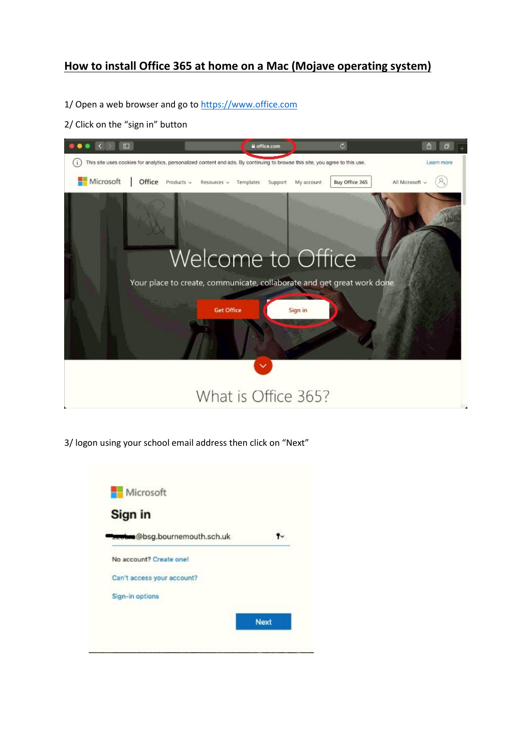# How to install Office 365 at home on a Mac (Mojave operating system)

1/ Open a web browser and go to https://www.office.com

2/ Click on the "sign in" button

3/ logon using your school email address then click on "Next"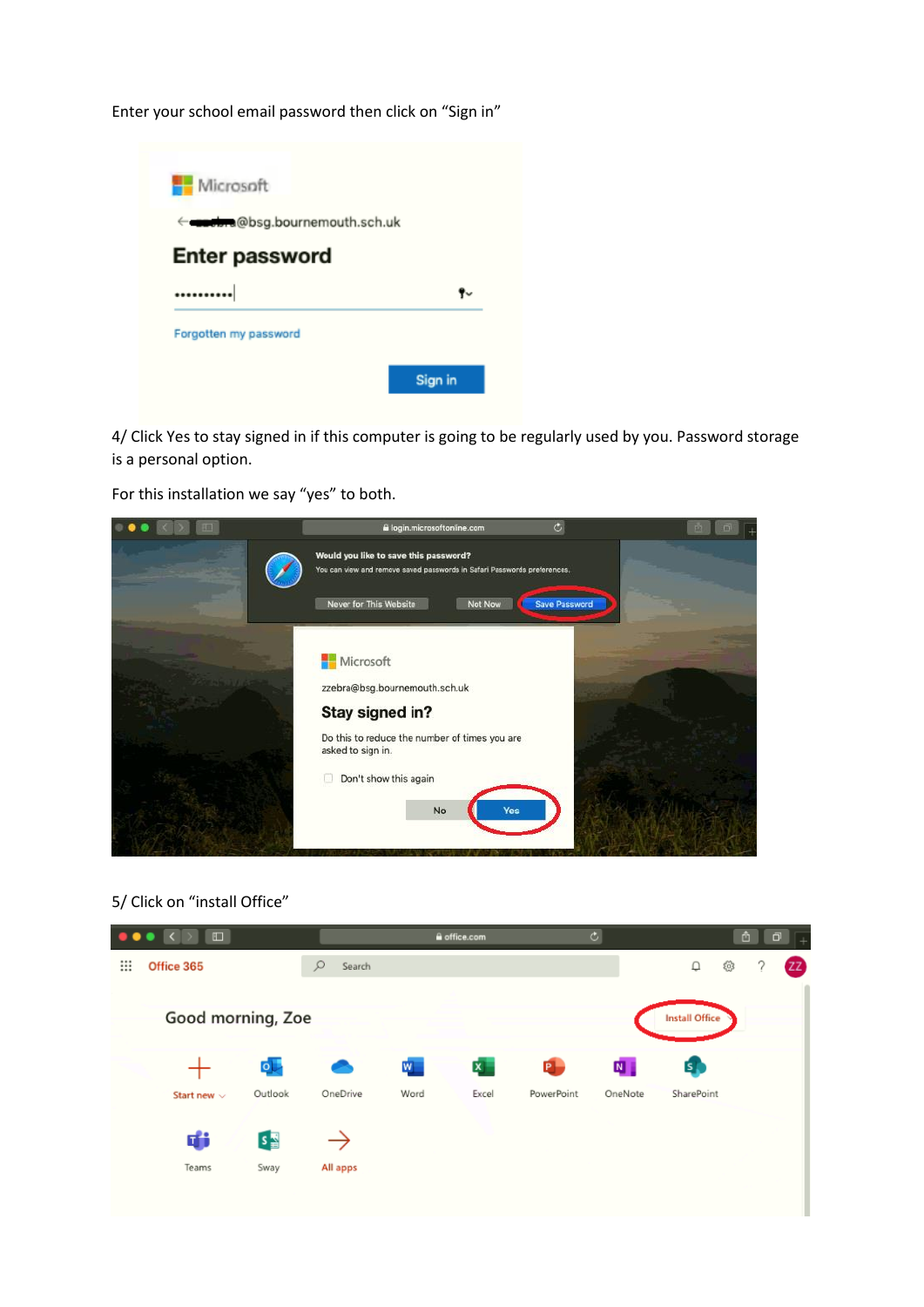Enter your school email password then click on "Sign in"

4/ Click Yes to stay signed in if this computer is going to be regularly used by you. Password storage is a personal option.

For this installation we say "yes" to both.

5/ Click on "install Office"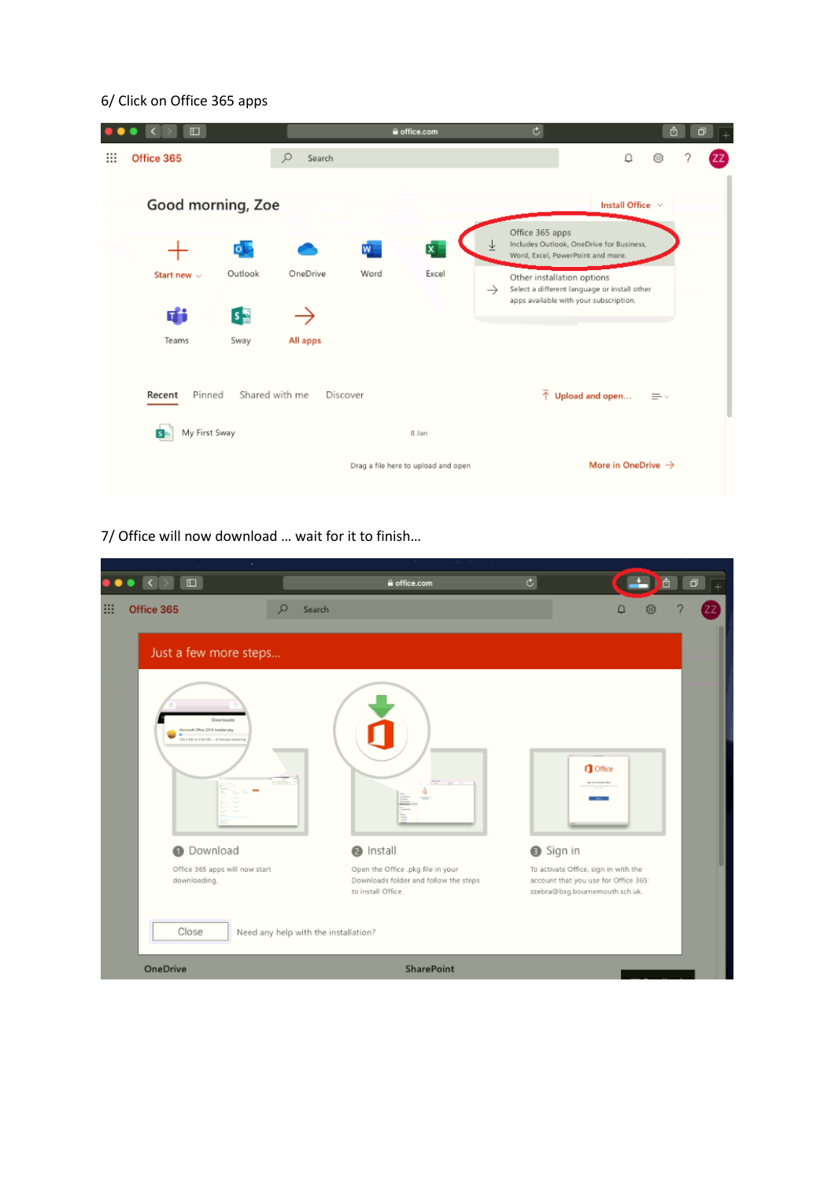6/ Click on Office 365 apps

7/ Office will now download … wait for it to finish…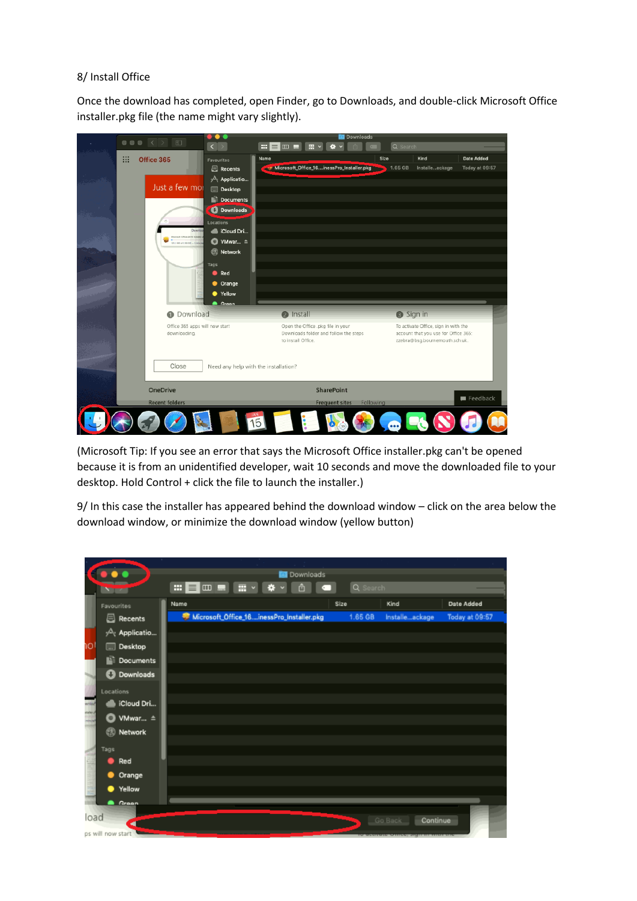8/ Install Office

Once the download has completed, open Finder, go to Downloads, and double-click Microsoft Office installer.pkg file (the name might vary slightly).

(Microsoft Tip: If you see an error that says the Microsoft Office installer.pkg can't be opened because it is from an unidentified developer, wait 10 seconds and move the downloaded file to your desktop. Hold Control + click the file to launch the installer.)

9/ In this case the installer has appeared behind the download window – click on the area below the download window, or minimize the download window (yellow button)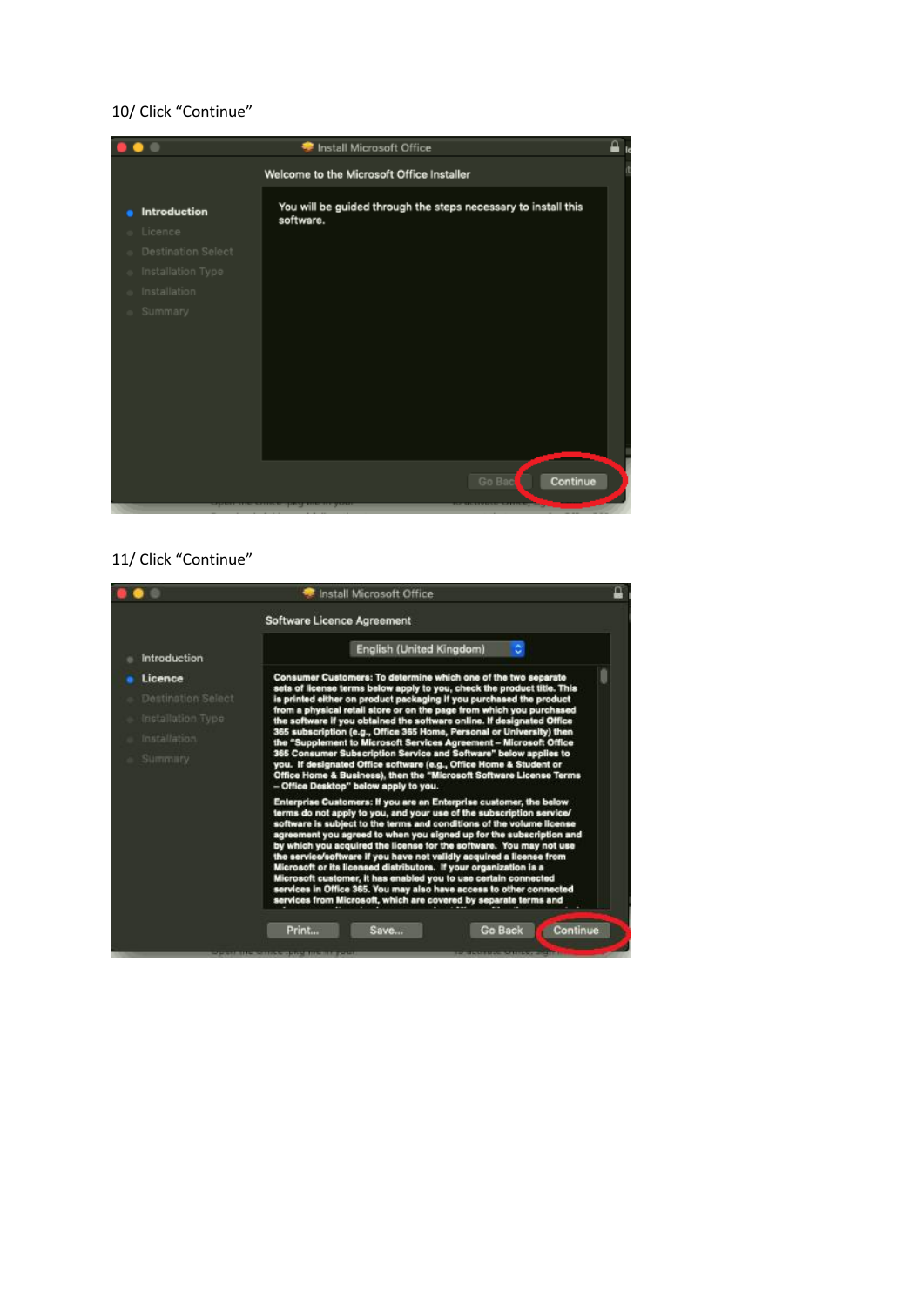10/ Click "Continue"

11/ Click "Continue"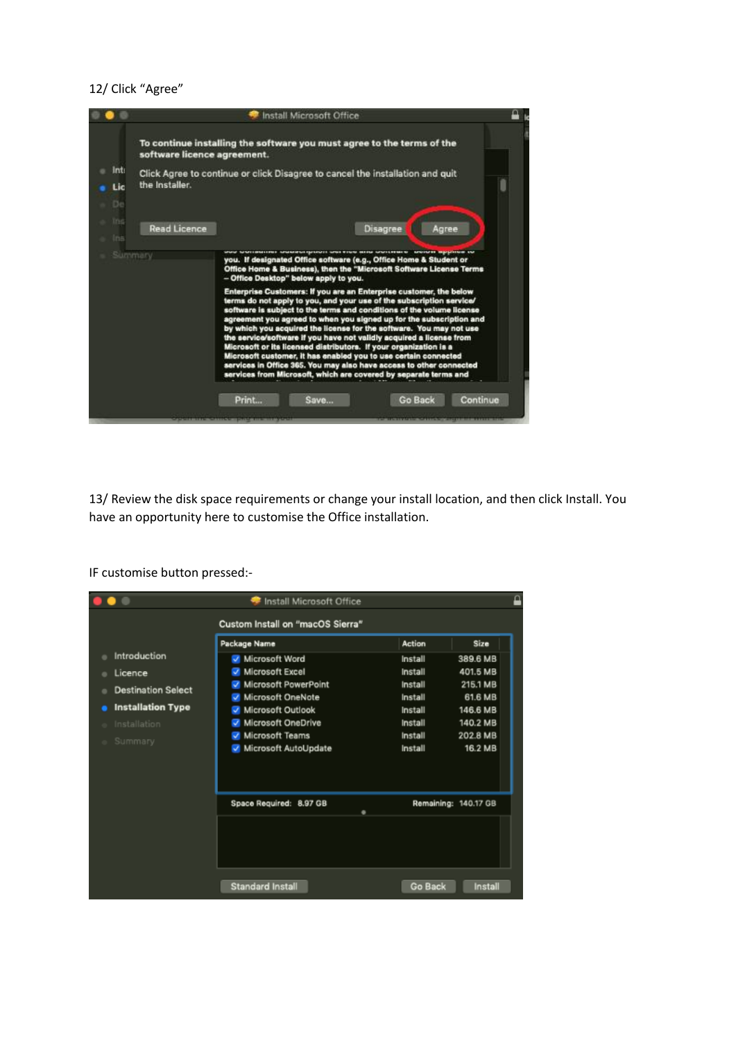12/ Click "Agree"

13/ Review the disk space requirements or change your install location, and then click Install. You have an opportunity here to customise the Office installation.

IF customise button pressed:-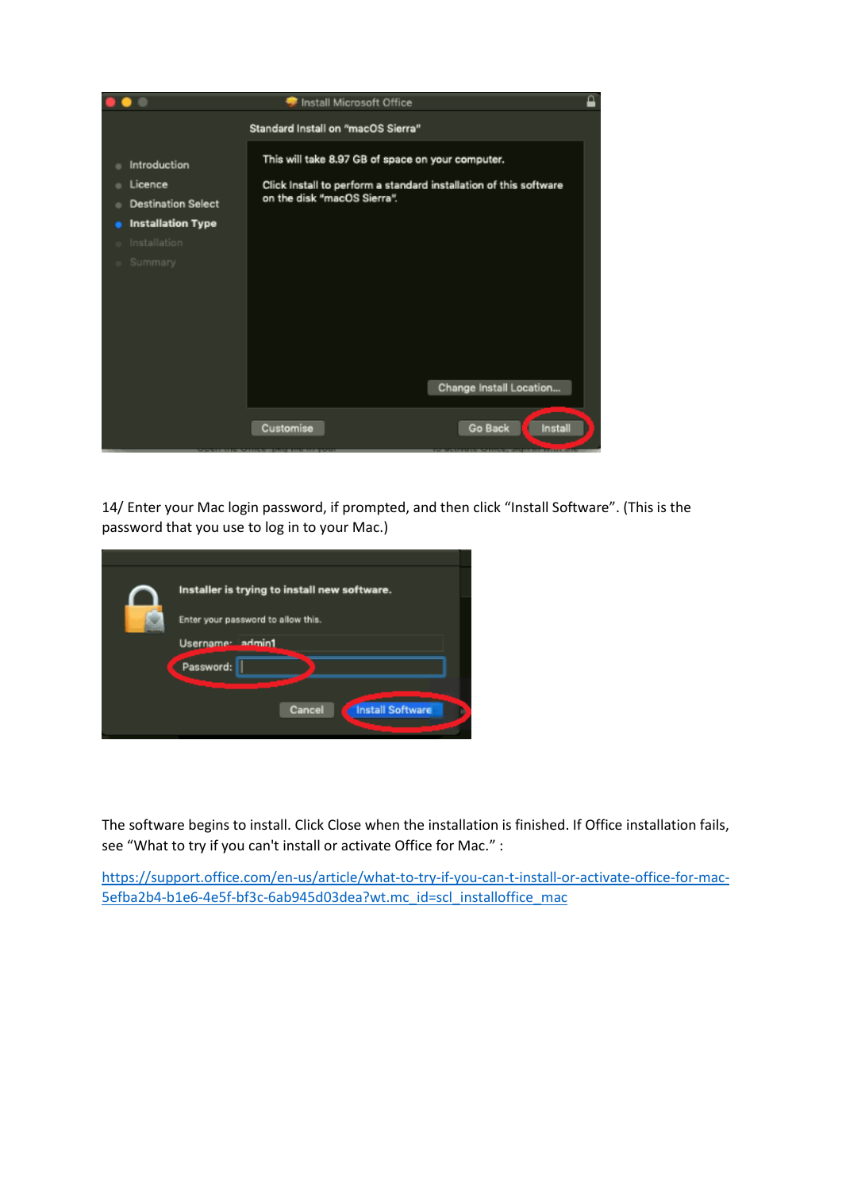14/ Enter your Mac login password, if prompted, and then click “Install Software”. (This is the password that you use to log in to your Mac.)

The software begins to install. Click Close when the installation is finished. If Office installation fails, see “What to try if you can't install or activate Office for Mac.” :

https://support.office.com/en-us/article/what-to-try-if-you-can-t-install-or-activate-office-for-mac-5efba2b4-b1e6-4e5f-bf3c-6ab945d03dea?wt.mc_id=scl_installoffice_mac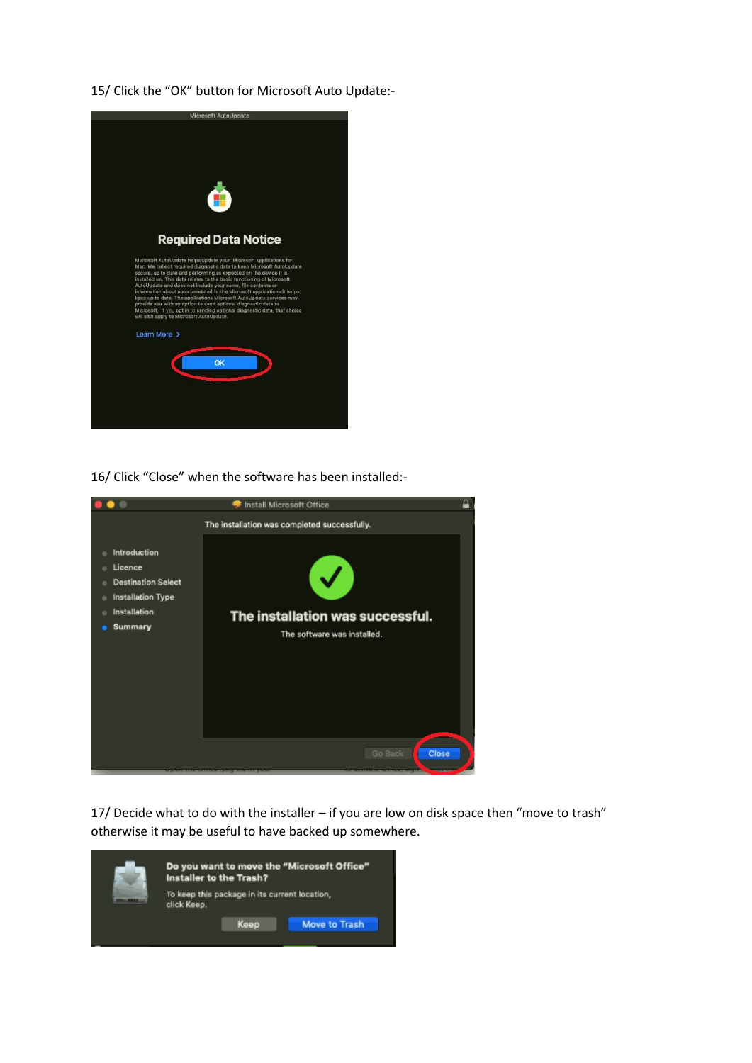15/ Click the "OK" button for Microsoft Auto Update:-

16/ Click "Close" when the software has been installed:-

17/ Decide what to do with the installer – if you are low on disk space then "move to trash" otherwise it may be useful to have backed up somewhere.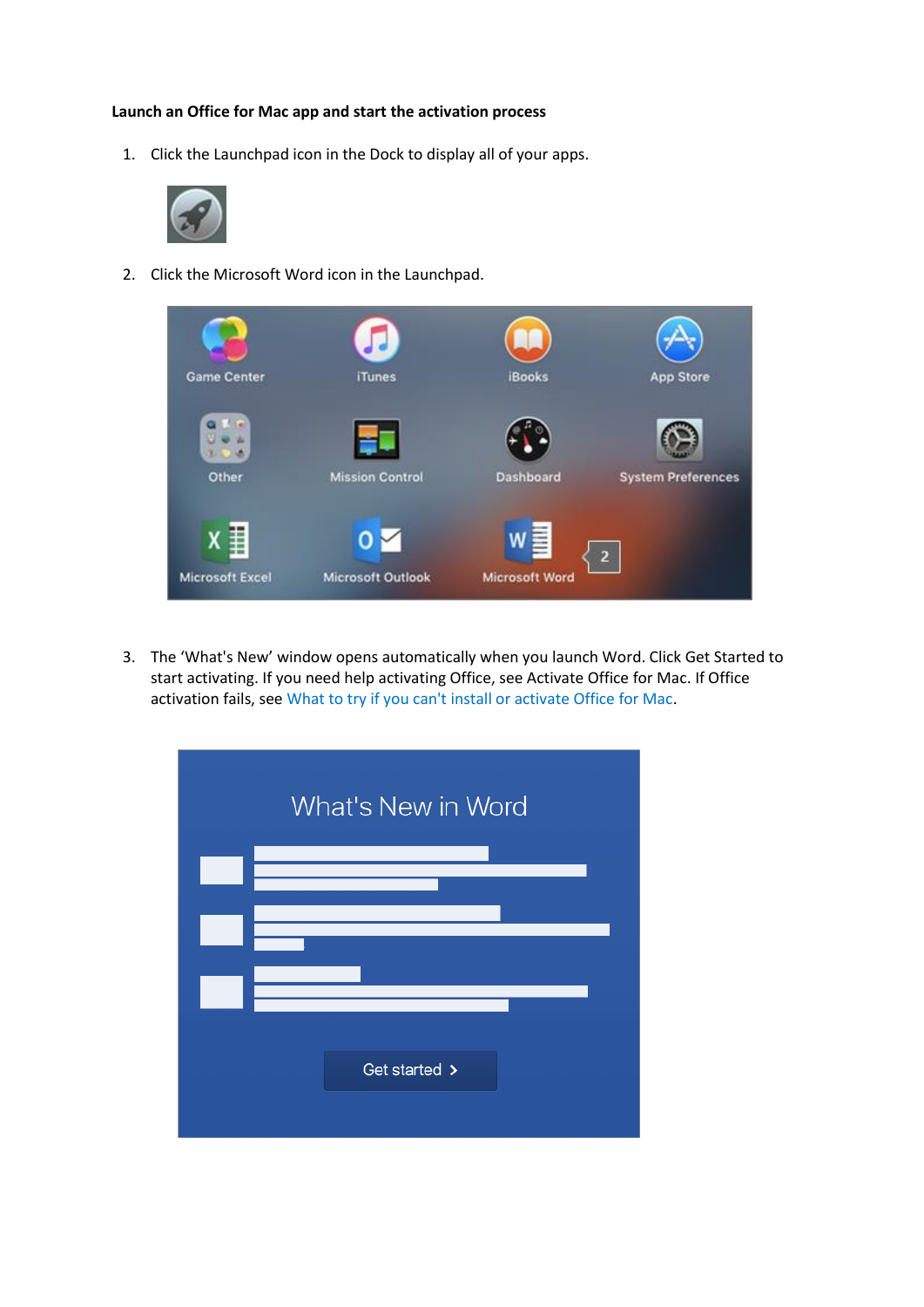**Launch an Office for Mac app and start the activation process**

1. Click the Launchpad icon in the Dock to display all of your apps.

2. Click the Microsoft Word icon in the Launchpad.

3. The 'What's New' window opens automatically when you launch Word. Click Get Started to start activating. If you need help activating Office, see Activate Office for Mac. If Office activation fails, see What to try if you can't install or activate Office for Mac.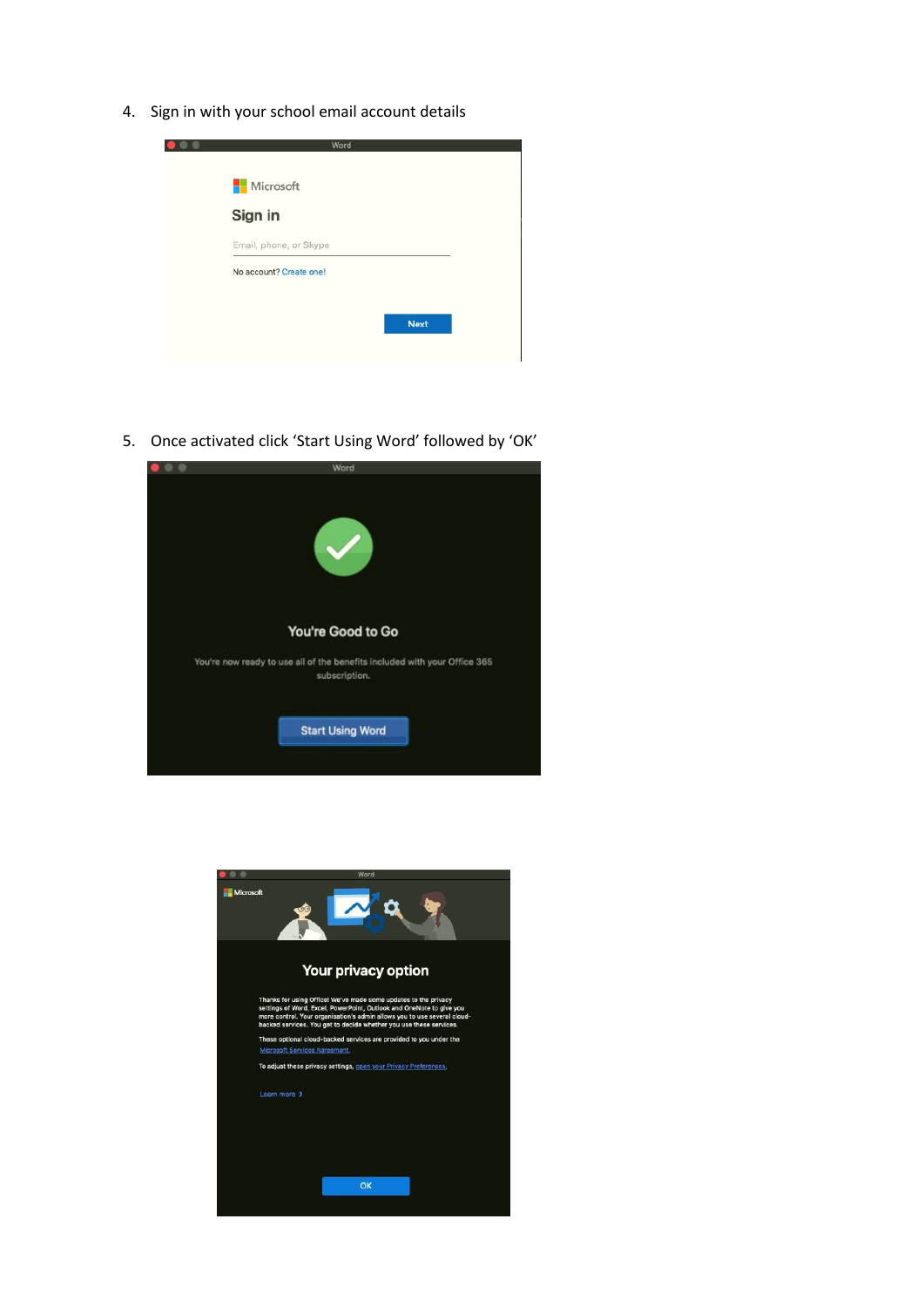4. Sign in with your school email account details

5. Once activated click 'Start Using Word' followed by 'OK'